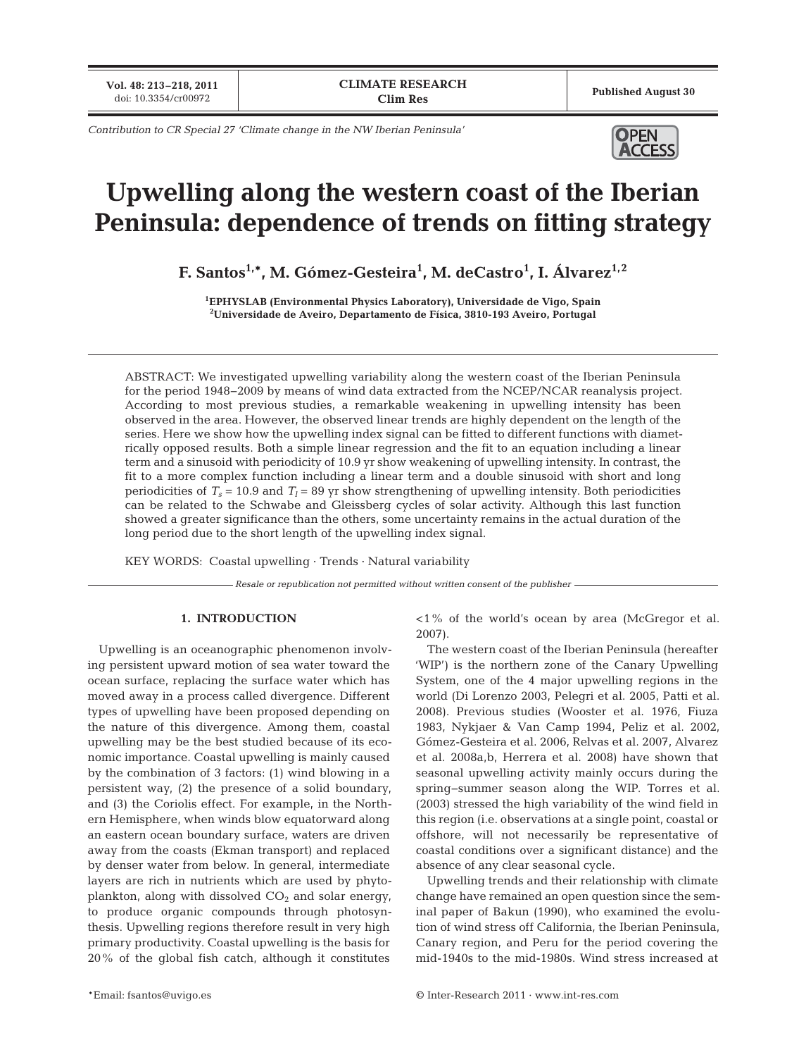Contribution to CR Special 27 'Climate change in the NW Iberian Peninsula'

# Upwelling along the western coast of the Iberian Peninsula: dependence of trends on fitting strategy

**F. Santos[1,*], M. Gómez-Gesteira[1], M. deCastro[1], I. Álvarez[1,2]**

[1]EPHYSLAB (Environmental Physics Laboratory), Universidade de Vigo, Spain
[2]Universidade de Aveiro, Departamento de Física, 3810-193 Aveiro, Portugal

ABSTRACT: We investigated upwelling variability along the western coast of the Iberian Peninsula for the period 1948–2009 by means of wind data extracted from the NCEP/NCAR reanalysis project. According to most previous studies, a remarkable weakening in upwelling intensity has been observed in the area. However, the observed linear trends are highly dependent on the length of the series. Here we show how the upwelling index signal can be fitted to different functions with diametrically opposed results. Both a simple linear regression and the fit to an equation including a linear term and a sinusoid with periodicity of 10.9 yr show weakening of upwelling intensity. In contrast, the fit to a more complex function including a linear term and a double sinusoid with short and long periodicities of $T_s$ = 10.9 and $T_l$ = 89 yr show strengthening of upwelling intensity. Both periodicities can be related to the Schwabe and Gleissberg cycles of solar activity. Although this last function showed a greater significance than the others, some uncertainty remains in the actual duration of the long period due to the short length of the upwelling index signal.

KEY WORDS: Coastal upwelling · Trends · Natural variability

*Resale or republication not permitted without written consent of the publisher*

## 1. INTRODUCTION

Upwelling is an oceanographic phenomenon involving persistent upward motion of sea water toward the ocean surface, replacing the surface water which has moved away in a process called divergence. Different types of upwelling have been proposed depending on the nature of this divergence. Among them, coastal upwelling may be the best studied because of its economic importance. Coastal upwelling is mainly caused by the combination of 3 factors: (1) wind blowing in a persistent way, (2) the presence of a solid boundary, and (3) the Coriolis effect. For example, in the Northern Hemisphere, when winds blow equatorward along an eastern ocean boundary surface, waters are driven away from the coasts (Ekman transport) and replaced by denser water from below. In general, intermediate layers are rich in nutrients which are used by phytoplankton, along with dissolved $CO_2$ and solar energy, to produce organic compounds through photosynthesis. Upwelling regions therefore result in very high primary productivity. Coastal upwelling is the basis for 20% of the global fish catch, although it constitutes <1% of the world's ocean by area (McGregor et al. 2007).

The western coast of the Iberian Peninsula (hereafter 'WIP') is the northern zone of the Canary Upwelling System, one of the 4 major upwelling regions in the world (Di Lorenzo 2003, Pelegri et al. 2005, Patti et al. 2008). Previous studies (Wooster et al. 1976, Fiuza 1983, Nykjaer & Van Camp 1994, Peliz et al. 2002, Gómez-Gesteira et al. 2006, Relvas et al. 2007, Alvarez et al. 2008a,b, Herrera et al. 2008) have shown that seasonal upwelling activity mainly occurs during the spring–summer season along the WIP. Torres et al. (2003) stressed the high variability of the wind field in this region (i.e. observations at a single point, coastal or offshore, will not necessarily be representative of coastal conditions over a significant distance) and the absence of any clear seasonal cycle.

Upwelling trends and their relationship with climate change have remained an open question since the seminal paper of Bakun (1990), who examined the evolution of wind stress off California, the Iberian Peninsula, Canary region, and Peru for the period covering the mid-1940s to the mid-1980s. Wind stress increased at

*Email: fsantos@uvigo.es

© Inter-Research 2011 · www.int-res.com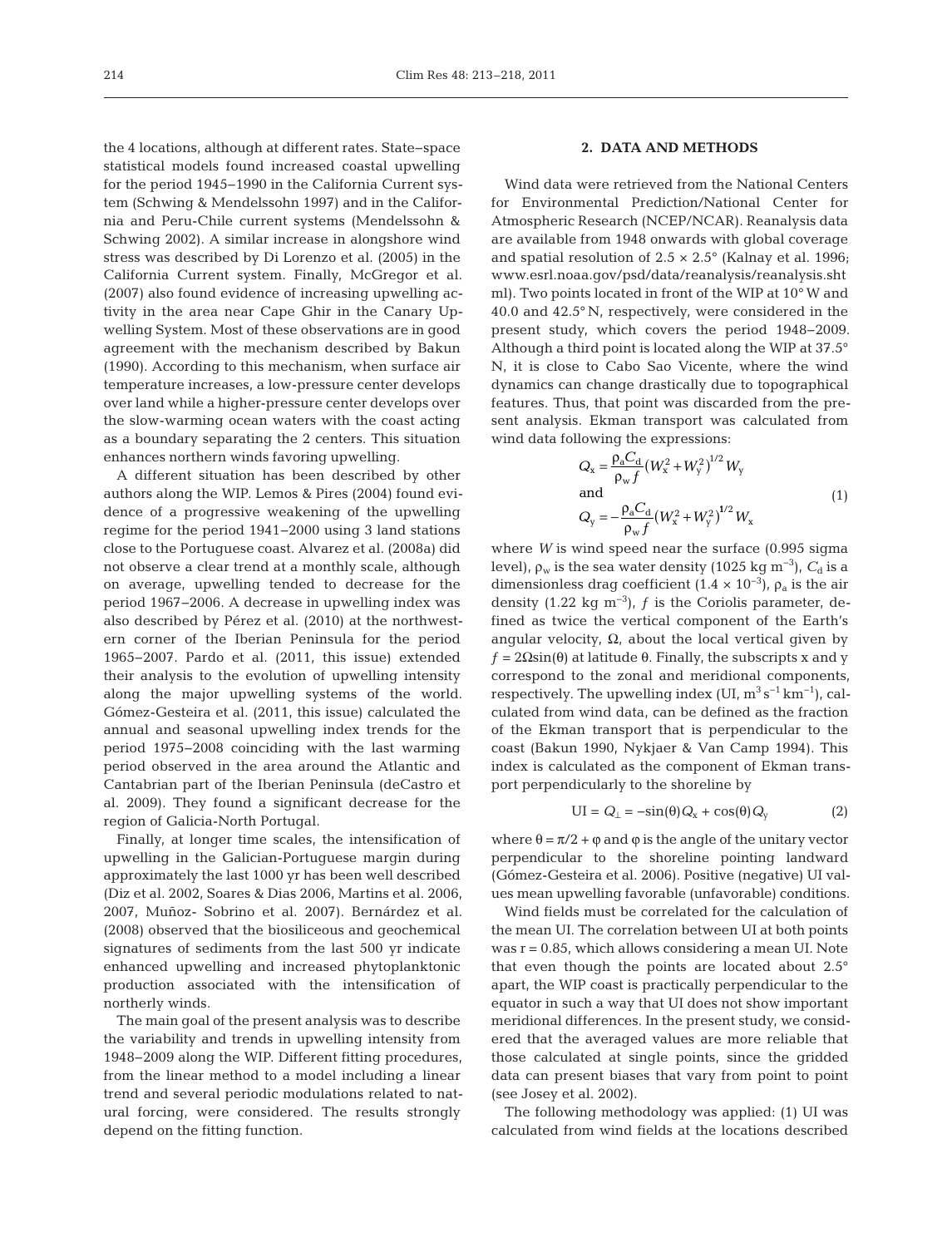the 4 locations, although at different rates. State–space statistical models found increased coastal upwelling for the period 1945–1990 in the California Current system (Schwing & Mendelssohn 1997) and in the California and Peru-Chile current systems (Mendelssohn & Schwing 2002). A similar increase in alongshore wind stress was described by Di Lorenzo et al. (2005) in the California Current system. Finally, McGregor et al. (2007) also found evidence of increasing upwelling activity in the area near Cape Ghir in the Canary Upwelling System. Most of these observations are in good agreement with the mechanism described by Bakun (1990). According to this mechanism, when surface air temperature increases, a low-pressure center develops over land while a higher-pressure center develops over the slow-warming ocean waters with the coast acting as a boundary separating the 2 centers. This situation enhances northern winds favoring upwelling.

A different situation has been described by other authors along the WIP. Lemos & Pires (2004) found evidence of a progressive weakening of the upwelling regime for the period 1941–2000 using 3 land stations close to the Portuguese coast. Alvarez et al. (2008a) did not observe a clear trend at a monthly scale, although on average, upwelling tended to decrease for the period 1967–2006. A decrease in upwelling index was also described by Pérez et al. (2010) at the northwestern corner of the Iberian Peninsula for the period 1965–2007. Pardo et al. (2011, this issue) extended their analysis to the evolution of upwelling intensity along the major upwelling systems of the world. Gómez-Gesteira et al. (2011, this issue) calculated the annual and seasonal upwelling index trends for the period 1975–2008 coinciding with the last warming period observed in the area around the Atlantic and Cantabrian part of the Iberian Peninsula (deCastro et al. 2009). They found a significant decrease for the region of Galicia-North Portugal.

Finally, at longer time scales, the intensification of upwelling in the Galician-Portuguese margin during approximately the last 1000 yr has been well described (Diz et al. 2002, Soares & Dias 2006, Martins et al. 2006, 2007, Muñoz- Sobrino et al. 2007). Bernárdez et al. (2008) observed that the biosiliceous and geochemical signatures of sediments from the last 500 yr indicate enhanced upwelling and increased phytoplanktonic production associated with the intensification of northerly winds.

The main goal of the present analysis was to describe the variability and trends in upwelling intensity from 1948–2009 along the WIP. Different fitting procedures, from the linear method to a model including a linear trend and several periodic modulations related to natural forcing, were considered. The results strongly depend on the fitting function.

## 2. DATA AND METHODS

Wind data were retrieved from the National Centers for Environmental Prediction/National Center for Atmospheric Research (NCEP/NCAR). Reanalysis data are available from 1948 onwards with global coverage and spatial resolution of 2.5 × 2.5° (Kalnay et al. 1996; www.esrl.noaa.gov/psd/data/reanalysis/reanalysis.shtml). Two points located in front of the WIP at 10° W and 40.0 and 42.5° N, respectively, were considered in the present study, which covers the period 1948–2009. Although a third point is located along the WIP at 37.5° N, it is close to Cabo Sao Vicente, where the wind dynamics can change drastically due to topographical features. Thus, that point was discarded from the present analysis. Ekman transport was calculated from wind data following the expressions:

$$Q_x = \frac{\rho_a C_d}{\rho_w f}\left(W_x^2 + W_y^2\right)^{1/2} W_y$$
and
$$Q_y = -\frac{\rho_a C_d}{\rho_w f}\left(W_x^2 + W_y^2\right)^{1/2} W_x \tag{1}$$

where $W$ is wind speed near the surface (0.995 sigma level), $\rho_w$ is the sea water density (1025 kg m$^{-3}$), $C_d$ is a dimensionless drag coefficient ($1.4 \times 10^{-3}$), $\rho_a$ is the air density (1.22 kg m$^{-3}$), $f$ is the Coriolis parameter, defined as twice the vertical component of the Earth's angular velocity, $\Omega$, about the local vertical given by $f = 2\Omega\sin(\theta)$ at latitude $\theta$. Finally, the subscripts x and y correspond to the zonal and meridional components, respectively. The upwelling index (UI, m$^3$ s$^{-1}$ km$^{-1}$), calculated from wind data, can be defined as the fraction of the Ekman transport that is perpendicular to the coast (Bakun 1990, Nykjaer & Van Camp 1994). This index is calculated as the component of Ekman transport perpendicularly to the shoreline by

$$\mathrm{UI} = Q_{\perp} = -\sin(\theta)Q_x + \cos(\theta)Q_y \tag{2}$$

where $\theta = \pi/2 + \varphi$ and $\varphi$ is the angle of the unitary vector perpendicular to the shoreline pointing landward (Gómez-Gesteira et al. 2006). Positive (negative) UI values mean upwelling favorable (unfavorable) conditions.

Wind fields must be correlated for the calculation of the mean UI. The correlation between UI at both points was $r = 0.85$, which allows considering a mean UI. Note that even though the points are located about 2.5° apart, the WIP coast is practically perpendicular to the equator in such a way that UI does not show important meridional differences. In the present study, we considered that the averaged values are more reliable that those calculated at single points, since the gridded data can present biases that vary from point to point (see Josey et al. 2002).

The following methodology was applied: (1) UI was calculated from wind fields at the locations described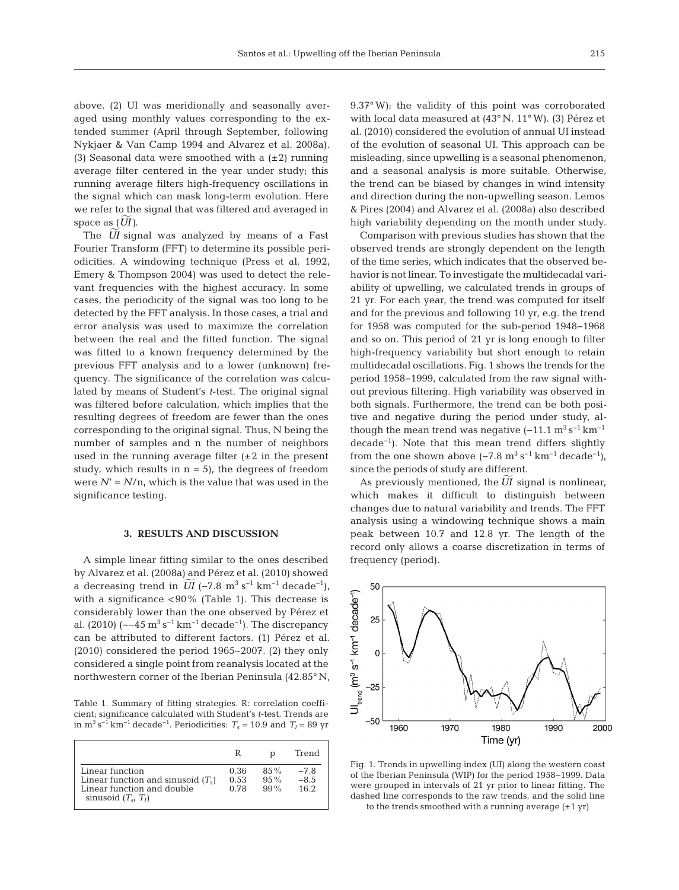above. (2) UI was meridionally and seasonally averaged using monthly values corresponding to the extended summer (April through September, following Nykjaer & Van Camp 1994 and Alvarez et al. 2008a). (3) Seasonal data were smoothed with a (±2) running average filter centered in the year under study; this running average filters high-frequency oscillations in the signal which can mask long-term evolution. Here we refer to the signal that was filtered and averaged in space as ($\widetilde{UI}$).

The $\widetilde{UI}$ signal was analyzed by means of a Fast Fourier Transform (FFT) to determine its possible periodicities. A windowing technique (Press et al. 1992, Emery & Thompson 2004) was used to detect the relevant frequencies with the highest accuracy. In some cases, the periodicity of the signal was too long to be detected by the FFT analysis. In those cases, a trial and error analysis was used to maximize the correlation between the real and the fitted function. The signal was fitted to a known frequency determined by the previous FFT analysis and to a lower (unknown) frequency. The significance of the correlation was calculated by means of Student's *t*-test. The original signal was filtered before calculation, which implies that the resulting degrees of freedom are fewer than the ones corresponding to the original signal. Thus, N being the number of samples and n the number of neighbors used in the running average filter (±2 in the present study, which results in n = 5), the degrees of freedom were $N' = N/n$, which is the value that was used in the significance testing.

## 3. RESULTS AND DISCUSSION

A simple linear fitting similar to the ones described by Alvarez et al. (2008a) and Pérez et al. (2010) showed a decreasing trend in $\widetilde{UI}$ ($-7.8$ m$^3$ s$^{-1}$ km$^{-1}$ decade$^{-1}$), with a significance <90% (Table 1). This decrease is considerably lower than the one observed by Pérez et al. (2010) (~$-45$ m$^3$ s$^{-1}$ km$^{-1}$ decade$^{-1}$). The discrepancy can be attributed to different factors. (1) Pérez et al. (2010) considered the period 1965–2007. (2) they only considered a single point from reanalysis located at the northwestern corner of the Iberian Peninsula (42.85° N, 9.37° W); the validity of this point was corroborated with local data measured at (43° N, 11° W). (3) Pérez et al. (2010) considered the evolution of annual UI instead of the evolution of seasonal UI. This approach can be misleading, since upwelling is a seasonal phenomenon, and a seasonal analysis is more suitable. Otherwise, the trend can be biased by changes in wind intensity and direction during the non-upwelling season. Lemos & Pires (2004) and Alvarez et al. (2008a) also described high variability depending on the month under study.

Table 1. Summary of fitting strategies. R: correlation coefficient; significance calculated with Student's *t*-test. Trends are in m$^3$ s$^{-1}$ km$^{-1}$ decade$^{-1}$. Periodicities: $T_s$ = 10.9 and $T_l$ = 89 yr

| | R | p | Trend |
|---|---|---|---|
| Linear function | 0.36 | 85% | −7.8 |
| Linear function and sinusoid ($T_s$) | 0.53 | 95% | −8.5 |
| Linear function and double sinusoid ($T_s$, $T_l$) | 0.78 | 99% | 16.2 |

Comparison with previous studies has shown that the observed trends are strongly dependent on the length of the time series, which indicates that the observed behavior is not linear. To investigate the multidecadal variability of upwelling, we calculated trends in groups of 21 yr. For each year, the trend was computed for itself and for the previous and following 10 yr, e.g. the trend for 1958 was computed for the sub-period 1948–1968 and so on. This period of 21 yr is long enough to filter high-frequency variability but short enough to retain multidecadal oscillations. Fig. 1 shows the trends for the period 1958–1999, calculated from the raw signal without previous filtering. High variability was observed in both signals. Furthermore, the trend can be both positive and negative during the period under study, although the mean trend was negative ($-11.1$ m$^3$ s$^{-1}$ km$^{-1}$ decade$^{-1}$). Note that this mean trend differs slightly from the one shown above ($-7.8$ m$^3$ s$^{-1}$ km$^{-1}$ decade$^{-1}$), since the periods of study are different.

As previously mentioned, the $\widetilde{UI}$ signal is nonlinear, which makes it difficult to distinguish between changes due to natural variability and trends. The FFT analysis using a windowing technique shows a main peak between 10.7 and 12.8 yr. The length of the record only allows a coarse discretization in terms of frequency (period).

Fig. 1. Trends in upwelling index (UI) along the western coast of the Iberian Peninsula (WIP) for the period 1958–1999. Data were grouped in intervals of 21 yr prior to linear fitting. The dashed line corresponds to the raw trends, and the solid line to the trends smoothed with a running average (±1 yr)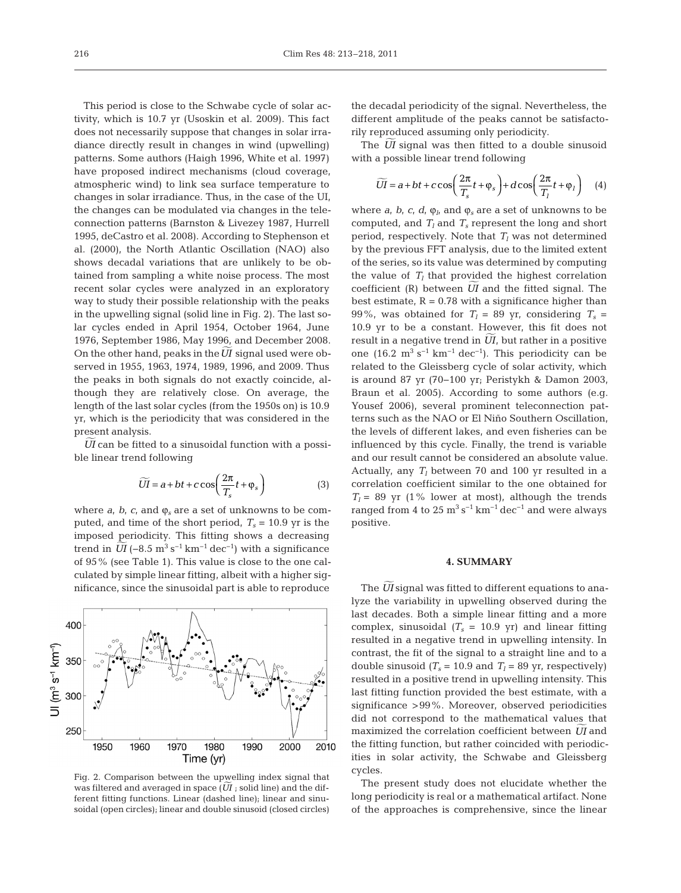This period is close to the Schwabe cycle of solar activity, which is 10.7 yr (Usoskin et al. 2009). This fact does not necessarily suppose that changes in solar irradiance directly result in changes in wind (upwelling) patterns. Some authors (Haigh 1996, White et al. 1997) have proposed indirect mechanisms (cloud coverage, atmospheric wind) to link sea surface temperature to changes in solar irradiance. Thus, in the case of the UI, the changes can be modulated via changes in the teleconnection patterns (Barnston & Livezey 1987, Hurrell 1995, deCastro et al. 2008). According to Stephenson et al. (2000), the North Atlantic Oscillation (NAO) also shows decadal variations that are unlikely to be obtained from sampling a white noise process. The most recent solar cycles were analyzed in an exploratory way to study their possible relationship with the peaks in the upwelling signal (solid line in Fig. 2). The last solar cycles ended in April 1954, October 1964, June 1976, September 1986, May 1996, and December 2008. On the other hand, peaks in the $\widetilde{UI}$ signal used were observed in 1955, 1963, 1974, 1989, 1996, and 2009. Thus the peaks in both signals do not exactly coincide, although they are relatively close. On average, the length of the last solar cycles (from the 1950s on) is 10.9 yr, which is the periodicity that was considered in the present analysis.

$\widetilde{UI}$ can be fitted to a sinusoidal function with a possible linear trend following

$$\widetilde{UI} = a + bt + c\cos\left(\frac{2\pi}{T_s}t + \varphi_s\right) \quad (3)$$

where $a$, $b$, $c$, and $\varphi_s$ are a set of unknowns to be computed, and time of the short period, $T_s$ = 10.9 yr is the imposed periodicity. This fitting shows a decreasing trend in $\widetilde{UI}$ (–8.5 m$^3$ s$^{-1}$ km$^{-1}$ dec$^{-1}$) with a significance of 95% (see Table 1). This value is close to the one calculated by simple linear fitting, albeit with a higher significance, since the sinusoidal part is able to reproduce the decadal periodicity of the signal. Nevertheless, the different amplitude of the peaks cannot be satisfactorily reproduced assuming only periodicity.

Fig. 2. Comparison between the upwelling index signal that was filtered and averaged in space ($\widetilde{UI}$ ; solid line) and the different fitting functions. Linear (dashed line); linear and sinusoidal (open circles); linear and double sinusoid (closed circles)

The $\widetilde{UI}$ signal was then fitted to a double sinusoid with a possible linear trend following

$$\widetilde{UI} = a + bt + c\cos\left(\frac{2\pi}{T_s}t + \varphi_s\right) + d\cos\left(\frac{2\pi}{T_l}t + \varphi_l\right) \quad (4)$$

where $a$, $b$, $c$, $d$, $\varphi_l$, and $\varphi_s$ are a set of unknowns to be computed, and $T_l$ and $T_s$ represent the long and short period, respectively. Note that $T_l$ was not determined by the previous FFT analysis, due to the limited extent of the series, so its value was determined by computing the value of $T_l$ that provided the highest correlation coefficient (R) between $\widetilde{UI}$ and the fitted signal. The best estimate, R = 0.78 with a significance higher than 99%, was obtained for $T_l$ = 89 yr, considering $T_s$ = 10.9 yr to be a constant. However, this fit does not result in a negative trend in $\widetilde{UI}$, but rather in a positive one (16.2 m$^3$ s$^{-1}$ km$^{-1}$ dec$^{-1}$). This periodicity can be related to the Gleissberg cycle of solar activity, which is around 87 yr (70–100 yr; Peristykh & Damon 2003, Braun et al. 2005). According to some authors (e.g. Yousef 2006), several prominent teleconnection patterns such as the NAO or El Niño Southern Oscillation, the levels of different lakes, and even fisheries can be influenced by this cycle. Finally, the trend is variable and our result cannot be considered an absolute value. Actually, any $T_l$ between 70 and 100 yr resulted in a correlation coefficient similar to the one obtained for $T_l$ = 89 yr (1% lower at most), although the trends ranged from 4 to 25 m$^3$ s$^{-1}$ km$^{-1}$ dec$^{-1}$ and were always positive.

## 4. SUMMARY

The $\widetilde{UI}$ signal was fitted to different equations to analyze the variability in upwelling observed during the last decades. Both a simple linear fitting and a more complex, sinusoidal ($T_s$ = 10.9 yr) and linear fitting resulted in a negative trend in upwelling intensity. In contrast, the fit of the signal to a straight line and to a double sinusoid ($T_s$ = 10.9 and $T_l$ = 89 yr, respectively) resulted in a positive trend in upwelling intensity. This last fitting function provided the best estimate, with a significance >99%. Moreover, observed periodicities did not correspond to the mathematical values that maximized the correlation coefficient between $\widetilde{UI}$ and the fitting function, but rather coincided with periodicities in solar activity, the Schwabe and Gleissberg cycles.

The present study does not elucidate whether the long periodicity is real or a mathematical artifact. None of the approaches is comprehensive, since the linear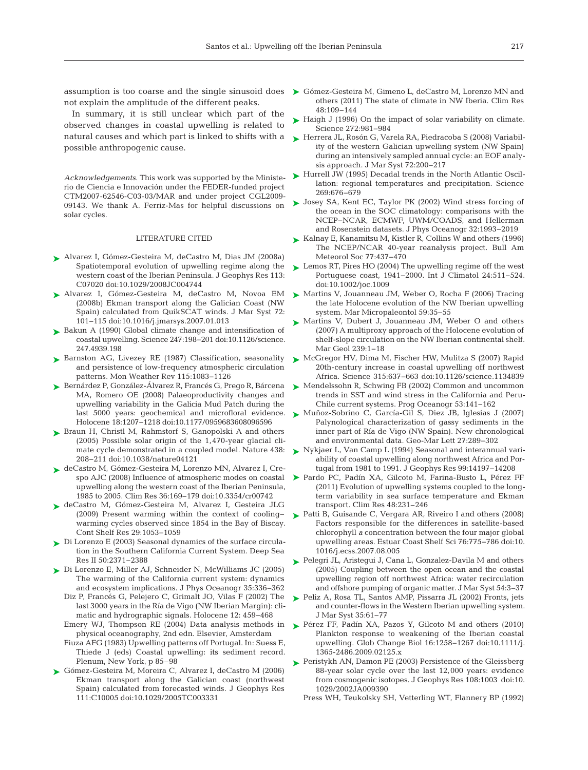assumption is too coarse and the single sinusoid does not explain the amplitude of the different peaks.

In summary, it is still unclear which part of the observed changes in coastal upwelling is related to natural causes and which part is linked to shifts with a possible anthropogenic cause.

*Acknowledgements.* This work was supported by the Ministerio de Ciencia e Innovación under the FEDER-funded project CTM2007-62546-C03-03/MAR and under project CGL2009-09143. We thank A. Ferriz-Mas for helpful discussions on solar cycles.

## LITERATURE CITED

- Alvarez I, Gómez-Gesteira M, deCastro M, Dias JM (2008a) Spatiotemporal evolution of upwelling regime along the western coast of the Iberian Peninsula. J Geophys Res 113: C07020 doi:10.1029/2008JC004744
- Alvarez I, Gómez-Gesteira M, deCastro M, Novoa EM (2008b) Ekman transport along the Galician Coast (NW Spain) calculated from QuikSCAT winds. J Mar Syst 72: 101–115 doi:10.1016/j.jmarsys.2007.01.013
- Bakun A (1990) Global climate change and intensification of coastal upwelling. Science 247:198–201 doi:10.1126/science.247.4939.198
- Barnston AG, Livezey RE (1987) Classification, seasonality and persistence of low-frequency atmospheric circulation patterns. Mon Weather Rev 115:1083–1126
- Bernárdez P, González-Álvarez R, Francés G, Prego R, Bárcena MA, Romero OE (2008) Palaeoproductivity changes and upwelling variability in the Galicia Mud Patch during the last 5000 years: geochemical and microfloral evidence. Holocene 18:1207–1218 doi:10.1177/0959683608096596
- Braun H, Christl M, Rahmstorf S, Ganopolski A and others (2005) Possible solar origin of the 1,470-year glacial climate cycle demonstrated in a coupled model. Nature 438: 208–211 doi:10.1038/nature04121
- deCastro M, Gómez-Gesteira M, Lorenzo MN, Alvarez I, Crespo AJC (2008) Influence of atmospheric modes on coastal upwelling along the western coast of the Iberian Peninsula, 1985 to 2005. Clim Res 36:169–179 doi:10.3354/cr00742
- deCastro M, Gómez-Gesteira M, Alvarez I, Gesteira JLG (2009) Present warming within the context of cooling–warming cycles observed since 1854 in the Bay of Biscay. Cont Shelf Res 29:1053–1059
- Di Lorenzo E (2003) Seasonal dynamics of the surface circulation in the Southern California Current System. Deep Sea Res II 50:2371–2388
- Di Lorenzo E, Miller AJ, Schneider N, McWilliams JC (2005) The warming of the California current system: dynamics and ecosystem implications. J Phys Oceanogr 35:336–362
- Diz P, Francés G, Pelejero C, Grimalt JO, Vilas F (2002) The last 3000 years in the Ría de Vigo (NW Iberian Margin): climatic and hydrographic signals. Holocene 12: 459–468
- Emery WJ, Thompson RE (2004) Data analysis methods in physical oceanography, 2nd edn. Elsevier, Amsterdam
- Fiuza AFG (1983) Upwelling patterns off Portugal. In: Suess E, Thiede J (eds) Coastal upwelling: its sediment record. Plenum, New York, p 85–98
- Gómez-Gesteira M, Moreira C, Alvarez I, deCastro M (2006) Ekman transport along the Galician coast (northwest Spain) calculated from forecasted winds. J Geophys Res 111:C10005 doi:10.1029/2005TC003331
- Gómez-Gesteira M, Gimeno L, deCastro M, Lorenzo MN and others (2011) The state of climate in NW Iberia. Clim Res 48:109–144
- Haigh J (1996) On the impact of solar variability on climate. Science 272:981–984
- Herrera JL, Rosón G, Varela RA, Piedracoba S (2008) Variability of the western Galician upwelling system (NW Spain) during an intensively sampled annual cycle: an EOF analysis approach. J Mar Syst 72:200–217
- Hurrell JW (1995) Decadal trends in the North Atlantic Oscillation: regional temperatures and precipitation. Science 269:676–679
- Josey SA, Kent EC, Taylor PK (2002) Wind stress forcing of the ocean in the SOC climatology: comparisons with the NCEP–NCAR, ECMWF, UWM/COADS, and Hellerman and Rosenstein datasets. J Phys Oceanogr 32:1993–2019
- Kalnay E, Kanamitsu M, Kistler R, Collins W and others (1996) The NCEP/NCAR 40-year reanalysis project. Bull Am Meteorol Soc 77:437–470
- Lemos RT, Pires HO (2004) The upwelling regime off the west Portuguese coast, 1941–2000. Int J Climatol 24:511–524. doi:10.1002/joc.1009
- Martins V, Jouanneau JM, Weber O, Rocha F (2006) Tracing the late Holocene evolution of the NW Iberian upwelling system. Mar Micropaleontol 59:35–55
- Martins V, Dubert J, Jouanneau JM, Weber O and others (2007) A multiproxy approach of the Holocene evolution of shelf-slope circulation on the NW Iberian continental shelf. Mar Geol 239:1–18
- McGregor HV, Dima M, Fischer HW, Mulitza S (2007) Rapid 20th-century increase in coastal upwelling off northwest Africa. Science 315:637–663 doi:10.1126/science.1134839
- Mendelssohn R, Schwing FB (2002) Common and uncommon trends in SST and wind stress in the California and Peru-Chile current systems. Prog Oceanogr 53:141–162
- Muñoz-Sobrino C, García-Gil S, Diez JB, Iglesias J (2007) Palynological characterization of gassy sediments in the inner part of Ría de Vigo (NW Spain). New chronological and environmental data. Geo-Mar Lett 27:289–302
- Nykjaer L, Van Camp L (1994) Seasonal and interannual variability of coastal upwelling along northwest Africa and Portugal from 1981 to 1991. J Geophys Res 99:14197–14208
- Pardo PC, Padín XA, Gilcoto M, Farina-Busto L, Pérez FF (2011) Evolution of upwelling systems coupled to the long-term variability in sea surface temperature and Ekman transport. Clim Res 48:231–246
- Patti B, Guisande C, Vergara AR, Riveiro I and others (2008) Factors responsible for the differences in satellite-based chlorophyll *a* concentration between the four major global upwelling areas. Estuar Coast Shelf Sci 76:775–786 doi:10.1016/j.ecss.2007.08.005
- Pelegri JL, Aristegui J, Cana L, Gonzalez-Davila M and others (2005) Coupling between the open ocean and the coastal upwelling region off northwest Africa: water recirculation and offshore pumping of organic matter. J Mar Syst 54:3–37
- Peliz A, Rosa TL, Santos AMP, Pissarra JL (2002) Fronts, jets and counter-flows in the Western Iberian upwelling system. J Mar Syst 35:61–77
- Pérez FF, Padín XA, Pazos Y, Gilcoto M and others (2010) Plankton response to weakening of the Iberian coastal upwelling. Glob Change Biol 16:1258–1267 doi:10.1111/j.1365-2486.2009.02125.x
- Peristykh AN, Damon PE (2003) Persistence of the Gleissberg 88-year solar cycle over the last 12,000 years: evidence from cosmogenic isotopes. J Geophys Res 108:1003 doi:10.1029/2002JA009390
- Press WH, Teukolsky SH, Vetterling WT, Flannery BP (1992)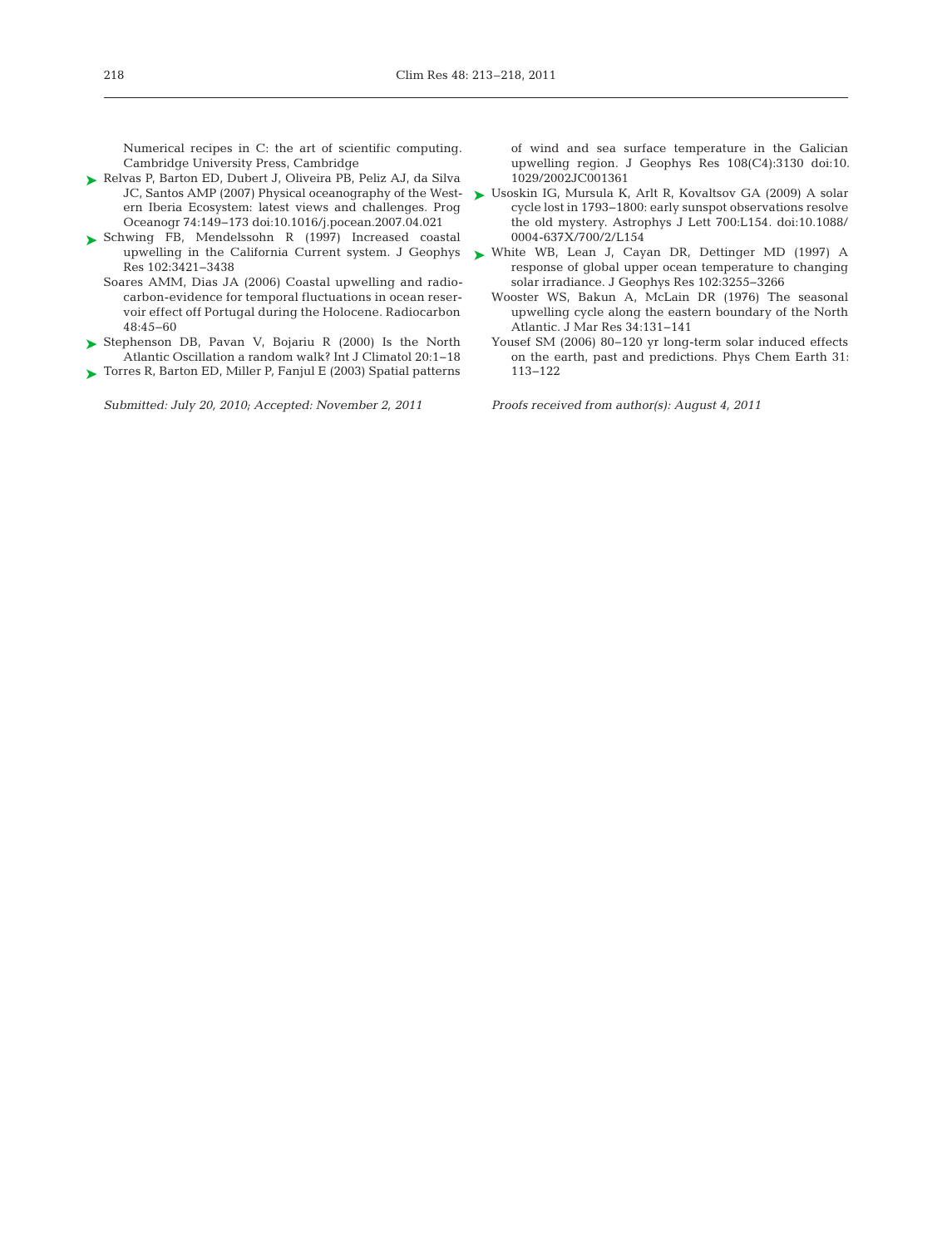Numerical recipes in C: the art of scientific computing. Cambridge University Press, Cambridge

Relvas P, Barton ED, Dubert J, Oliveira PB, Peliz AJ, da Silva JC, Santos AMP (2007) Physical oceanography of the Western Iberia Ecosystem: latest views and challenges. Prog Oceanogr 74:149–173 doi:10.1016/j.pocean.2007.04.021

Schwing FB, Mendelssohn R (1997) Increased coastal upwelling in the California Current system. J Geophys Res 102:3421–3438

Soares AMM, Dias JA (2006) Coastal upwelling and radiocarbon-evidence for temporal fluctuations in ocean reservoir effect off Portugal during the Holocene. Radiocarbon 48:45–60

Stephenson DB, Pavan V, Bojariu R (2000) Is the North Atlantic Oscillation a random walk? Int J Climatol 20:1–18

Torres R, Barton ED, Miller P, Fanjul E (2003) Spatial patterns of wind and sea surface temperature in the Galician upwelling region. J Geophys Res 108(C4):3130 doi:10.1029/2002JC001361

Usoskin IG, Mursula K, Arlt R, Kovaltsov GA (2009) A solar cycle lost in 1793–1800: early sunspot observations resolve the old mystery. Astrophys J Lett 700:L154. doi:10.1088/0004-637X/700/2/L154

White WB, Lean J, Cayan DR, Dettinger MD (1997) A response of global upper ocean temperature to changing solar irradiance. J Geophys Res 102:3255–3266

Wooster WS, Bakun A, McLain DR (1976) The seasonal upwelling cycle along the eastern boundary of the North Atlantic. J Mar Res 34:131–141

Yousef SM (2006) 80–120 yr long-term solar induced effects on the earth, past and predictions. Phys Chem Earth 31: 113–122

*Submitted: July 20, 2010; Accepted: November 2, 2011*

*Proofs received from author(s): August 4, 2011*